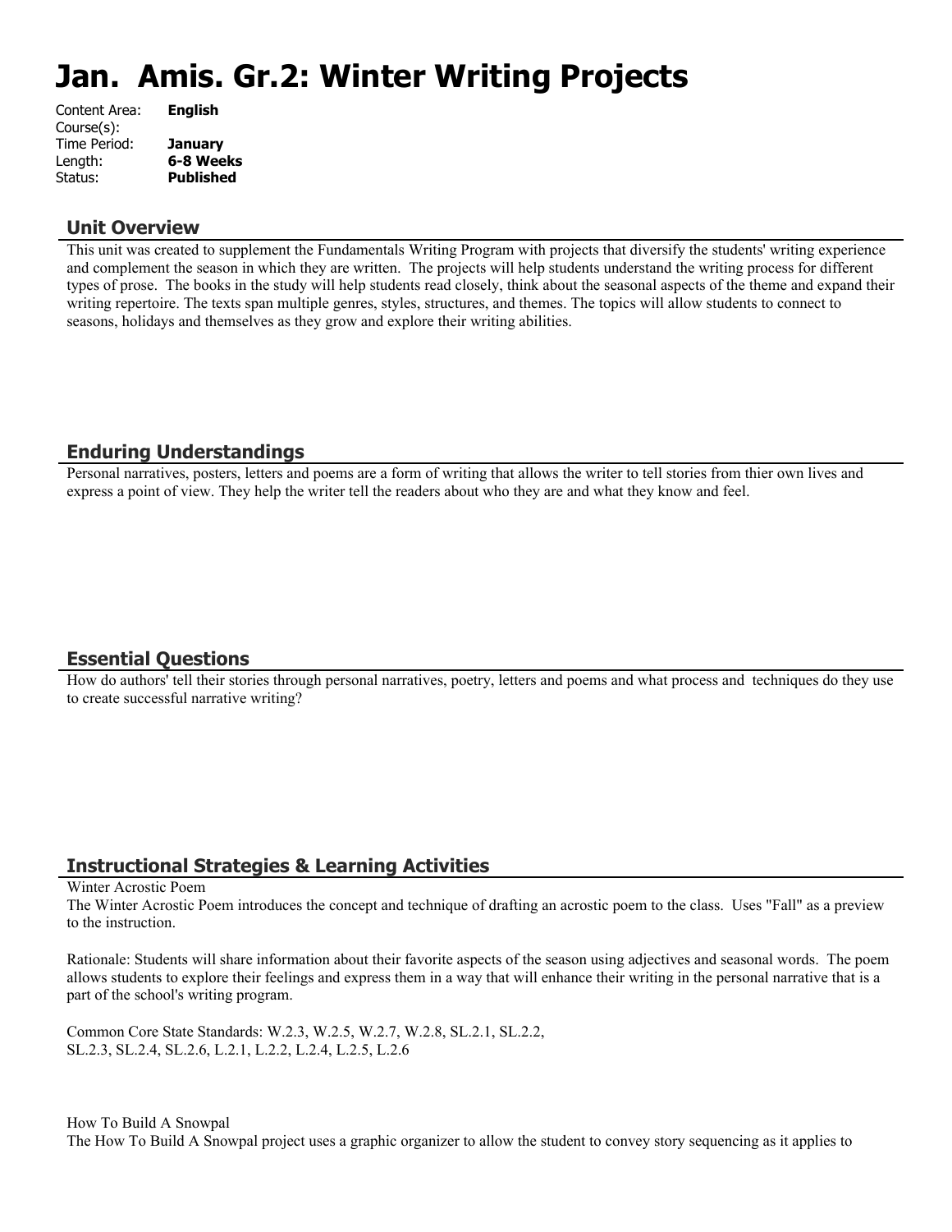# Jan. Amis. Gr.2: Winter Writing Projects

Content Area: **English**
Course(s):
Time Period: **January**
Length: **6-8 Weeks**
Status: **Published**

## Unit Overview

This unit was created to supplement the Fundamentals Writing Program with projects that diversify the students' writing experience and complement the season in which they are written. The projects will help students understand the writing process for different types of prose. The books in the study will help students read closely, think about the seasonal aspects of the theme and expand their writing repertoire. The texts span multiple genres, styles, structures, and themes. The topics will allow students to connect to seasons, holidays and themselves as they grow and explore their writing abilities.

## Enduring Understandings

Personal narratives, posters, letters and poems are a form of writing that allows the writer to tell stories from thier own lives and express a point of view. They help the writer tell the readers about who they are and what they know and feel.

## Essential Questions

How do authors' tell their stories through personal narratives, poetry, letters and poems and what process and techniques do they use to create successful narrative writing?

## Instructional Strategies & Learning Activities

Winter Acrostic Poem
The Winter Acrostic Poem introduces the concept and technique of drafting an acrostic poem to the class. Uses "Fall" as a preview to the instruction.

Rationale: Students will share information about their favorite aspects of the season using adjectives and seasonal words. The poem allows students to explore their feelings and express them in a way that will enhance their writing in the personal narrative that is a part of the school's writing program.

Common Core State Standards: W.2.3, W.2.5, W.2.7, W.2.8, SL.2.1, SL.2.2, SL.2.3, SL.2.4, SL.2.6, L.2.1, L.2.2, L.2.4, L.2.5, L.2.6

How To Build A Snowpal
The How To Build A Snowpal project uses a graphic organizer to allow the student to convey story sequencing as it applies to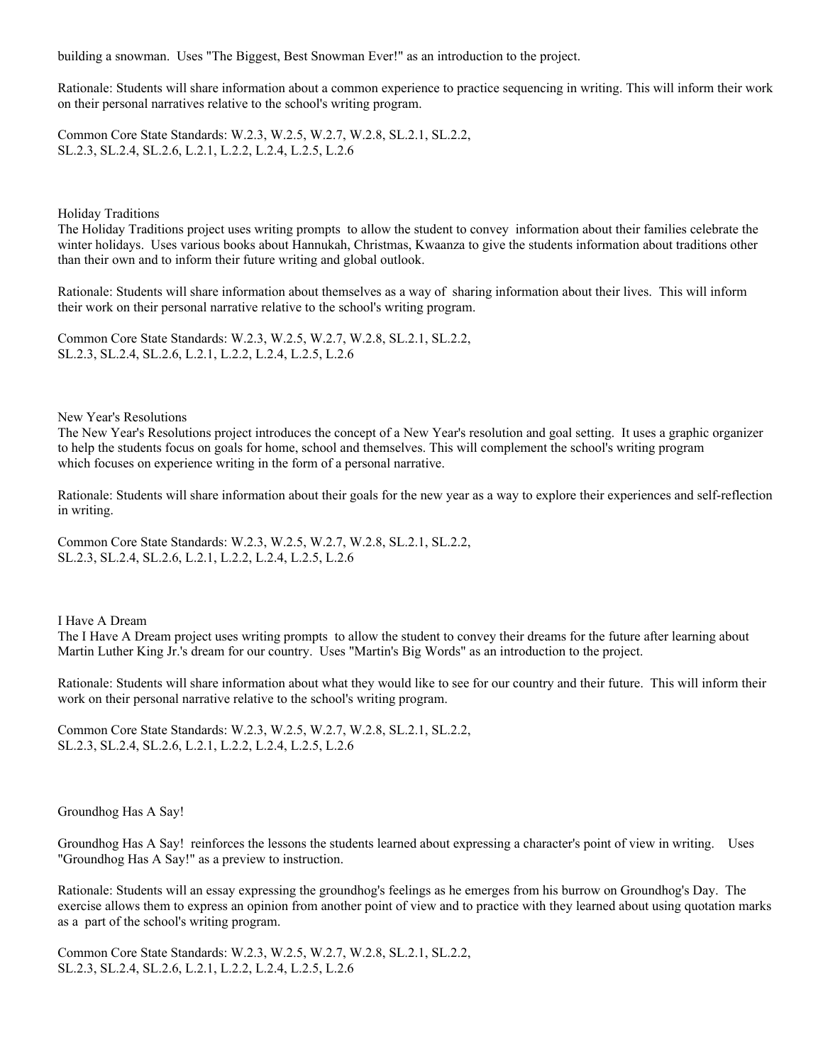building a snowman. Uses "The Biggest, Best Snowman Ever!" as an introduction to the project.

Rationale: Students will share information about a common experience to practice sequencing in writing. This will inform their work on their personal narratives relative to the school's writing program.

Common Core State Standards: W.2.3, W.2.5, W.2.7, W.2.8, SL.2.1, SL.2.2, SL.2.3, SL.2.4, SL.2.6, L.2.1, L.2.2, L.2.4, L.2.5, L.2.6

## Holiday Traditions

The Holiday Traditions project uses writing prompts to allow the student to convey information about their families celebrate the winter holidays. Uses various books about Hannukah, Christmas, Kwaanza to give the students information about traditions other than their own and to inform their future writing and global outlook.

Rationale: Students will share information about themselves as a way of sharing information about their lives. This will inform their work on their personal narrative relative to the school's writing program.

Common Core State Standards: W.2.3, W.2.5, W.2.7, W.2.8, SL.2.1, SL.2.2, SL.2.3, SL.2.4, SL.2.6, L.2.1, L.2.2, L.2.4, L.2.5, L.2.6

## New Year's Resolutions

The New Year's Resolutions project introduces the concept of a New Year's resolution and goal setting. It uses a graphic organizer to help the students focus on goals for home, school and themselves. This will complement the school's writing program which focuses on experience writing in the form of a personal narrative.

Rationale: Students will share information about their goals for the new year as a way to explore their experiences and self-reflection in writing.

Common Core State Standards: W.2.3, W.2.5, W.2.7, W.2.8, SL.2.1, SL.2.2, SL.2.3, SL.2.4, SL.2.6, L.2.1, L.2.2, L.2.4, L.2.5, L.2.6

## I Have A Dream

The I Have A Dream project uses writing prompts to allow the student to convey their dreams for the future after learning about Martin Luther King Jr.'s dream for our country. Uses "Martin's Big Words" as an introduction to the project.

Rationale: Students will share information about what they would like to see for our country and their future. This will inform their work on their personal narrative relative to the school's writing program.

Common Core State Standards: W.2.3, W.2.5, W.2.7, W.2.8, SL.2.1, SL.2.2, SL.2.3, SL.2.4, SL.2.6, L.2.1, L.2.2, L.2.4, L.2.5, L.2.6

## Groundhog Has A Say!

Groundhog Has A Say! reinforces the lessons the students learned about expressing a character's point of view in writing. Uses "Groundhog Has A Say!" as a preview to instruction.

Rationale: Students will an essay expressing the groundhog's feelings as he emerges from his burrow on Groundhog's Day. The exercise allows them to express an opinion from another point of view and to practice with they learned about using quotation marks as a part of the school's writing program.

Common Core State Standards: W.2.3, W.2.5, W.2.7, W.2.8, SL.2.1, SL.2.2, SL.2.3, SL.2.4, SL.2.6, L.2.1, L.2.2, L.2.4, L.2.5, L.2.6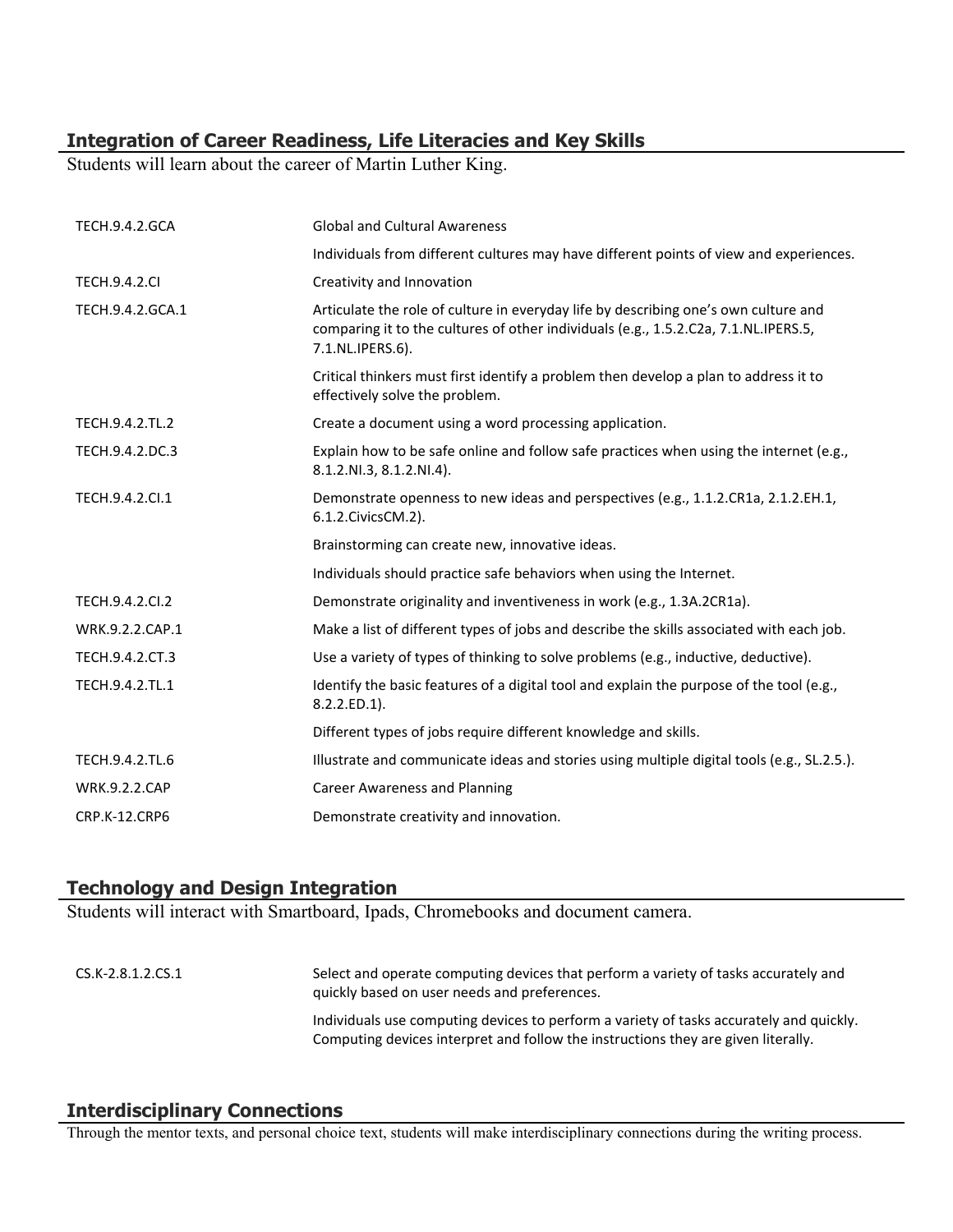## Integration of Career Readiness, Life Literacies and Key Skills

Students will learn about the career of Martin Luther King.

| | |
|---|---|
| TECH.9.4.2.GCA | Global and Cultural Awareness |
| | Individuals from different cultures may have different points of view and experiences. |
| TECH.9.4.2.CI | Creativity and Innovation |
| TECH.9.4.2.GCA.1 | Articulate the role of culture in everyday life by describing one's own culture and comparing it to the cultures of other individuals (e.g., 1.5.2.C2a, 7.1.NL.IPERS.5, 7.1.NL.IPERS.6). |
| | Critical thinkers must first identify a problem then develop a plan to address it to effectively solve the problem. |
| TECH.9.4.2.TL.2 | Create a document using a word processing application. |
| TECH.9.4.2.DC.3 | Explain how to be safe online and follow safe practices when using the internet (e.g., 8.1.2.NI.3, 8.1.2.NI.4). |
| TECH.9.4.2.CI.1 | Demonstrate openness to new ideas and perspectives (e.g., 1.1.2.CR1a, 2.1.2.EH.1, 6.1.2.CivicsCM.2). |
| | Brainstorming can create new, innovative ideas. |
| | Individuals should practice safe behaviors when using the Internet. |
| TECH.9.4.2.CI.2 | Demonstrate originality and inventiveness in work (e.g., 1.3A.2CR1a). |
| WRK.9.2.2.CAP.1 | Make a list of different types of jobs and describe the skills associated with each job. |
| TECH.9.4.2.CT.3 | Use a variety of types of thinking to solve problems (e.g., inductive, deductive). |
| TECH.9.4.2.TL.1 | Identify the basic features of a digital tool and explain the purpose of the tool (e.g., 8.2.2.ED.1). |
| | Different types of jobs require different knowledge and skills. |
| TECH.9.4.2.TL.6 | Illustrate and communicate ideas and stories using multiple digital tools (e.g., SL.2.5.). |
| WRK.9.2.2.CAP | Career Awareness and Planning |
| CRP.K-12.CRP6 | Demonstrate creativity and innovation. |

## Technology and Design Integration

Students will interact with Smartboard, Ipads, Chromebooks and document camera.

| | |
|---|---|
| CS.K-2.8.1.2.CS.1 | Select and operate computing devices that perform a variety of tasks accurately and quickly based on user needs and preferences. |
| | Individuals use computing devices to perform a variety of tasks accurately and quickly. Computing devices interpret and follow the instructions they are given literally. |

## Interdisciplinary Connections

Through the mentor texts, and personal choice text, students will make interdisciplinary connections during the writing process.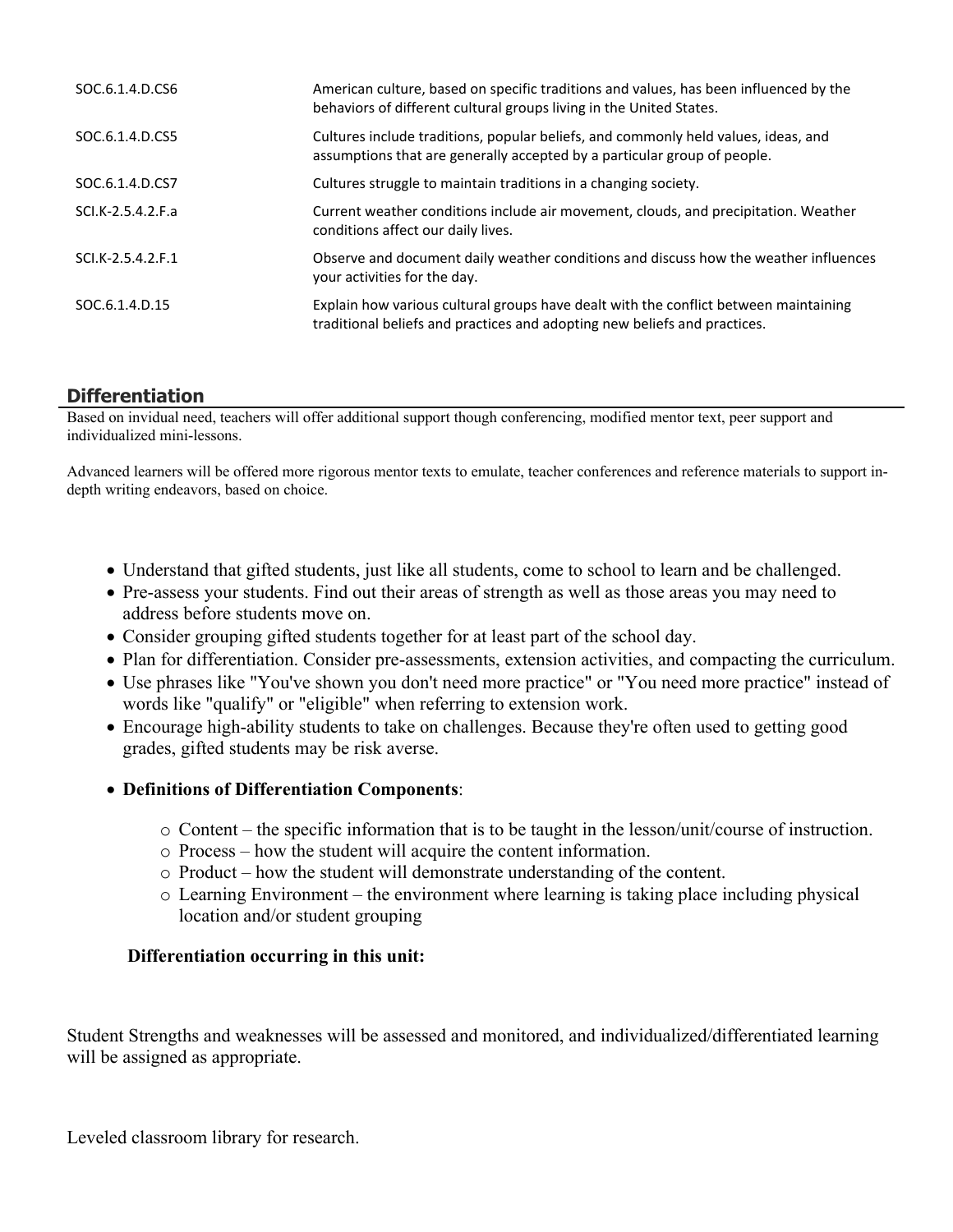| | |
|---|---|
| SOC.6.1.4.D.CS6 | American culture, based on specific traditions and values, has been influenced by the behaviors of different cultural groups living in the United States. |
| SOC.6.1.4.D.CS5 | Cultures include traditions, popular beliefs, and commonly held values, ideas, and assumptions that are generally accepted by a particular group of people. |
| SOC.6.1.4.D.CS7 | Cultures struggle to maintain traditions in a changing society. |
| SCI.K-2.5.4.2.F.a | Current weather conditions include air movement, clouds, and precipitation. Weather conditions affect our daily lives. |
| SCI.K-2.5.4.2.F.1 | Observe and document daily weather conditions and discuss how the weather influences your activities for the day. |
| SOC.6.1.4.D.15 | Explain how various cultural groups have dealt with the conflict between maintaining traditional beliefs and practices and adopting new beliefs and practices. |

## Differentiation

Based on invidual need, teachers will offer additional support though conferencing, modified mentor text, peer support and individualized mini-lessons.

Advanced learners will be offered more rigorous mentor texts to emulate, teacher conferences and reference materials to support in-depth writing endeavors, based on choice.

- Understand that gifted students, just like all students, come to school to learn and be challenged.
- Pre-assess your students. Find out their areas of strength as well as those areas you may need to address before students move on.
- Consider grouping gifted students together for at least part of the school day.
- Plan for differentiation. Consider pre-assessments, extension activities, and compacting the curriculum.
- Use phrases like "You've shown you don't need more practice" or "You need more practice" instead of words like "qualify" or "eligible" when referring to extension work.
- Encourage high-ability students to take on challenges. Because they're often used to getting good grades, gifted students may be risk averse.
- **Definitions of Differentiation Components**:
  - Content – the specific information that is to be taught in the lesson/unit/course of instruction.
  - Process – how the student will acquire the content information.
  - Product – how the student will demonstrate understanding of the content.
  - Learning Environment – the environment where learning is taking place including physical location and/or student grouping

**Differentiation occurring in this unit:**

Student Strengths and weaknesses will be assessed and monitored, and individualized/differentiated learning will be assigned as appropriate.

Leveled classroom library for research.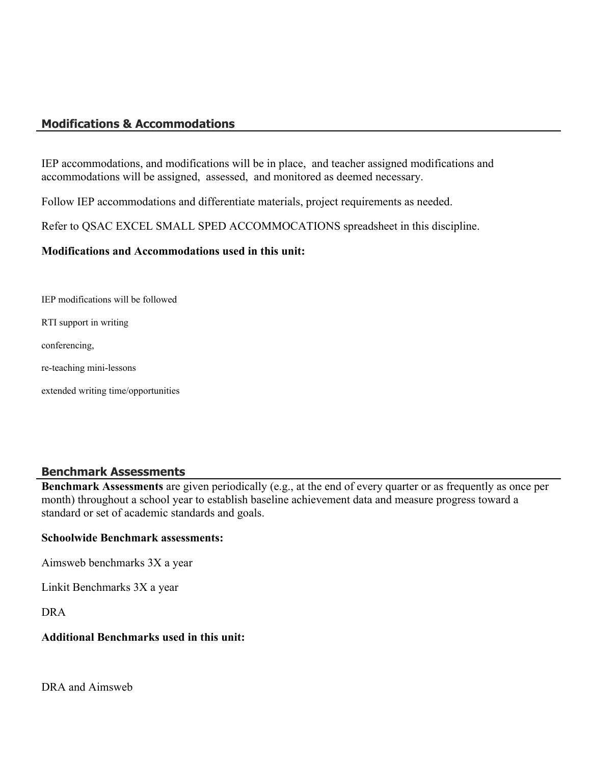## Modifications & Accommodations

IEP accommodations, and modifications will be in place,  and teacher assigned modifications and accommodations will be assigned,  assessed,  and monitored as deemed necessary.

Follow IEP accommodations and differentiate materials, project requirements as needed.

Refer to QSAC EXCEL SMALL SPED ACCOMMOCATIONS spreadsheet in this discipline.

**Modifications and Accommodations used in this unit:**

IEP modifications will be followed

RTI support in writing

conferencing,

re-teaching mini-lessons

extended writing time/opportunities

## Benchmark Assessments

**Benchmark Assessments** are given periodically (e.g., at the end of every quarter or as frequently as once per month) throughout a school year to establish baseline achievement data and measure progress toward a standard or set of academic standards and goals.

**Schoolwide Benchmark assessments:**

Aimsweb benchmarks 3X a year

Linkit Benchmarks 3X a year

DRA

**Additional Benchmarks used in this unit:**

DRA and Aimsweb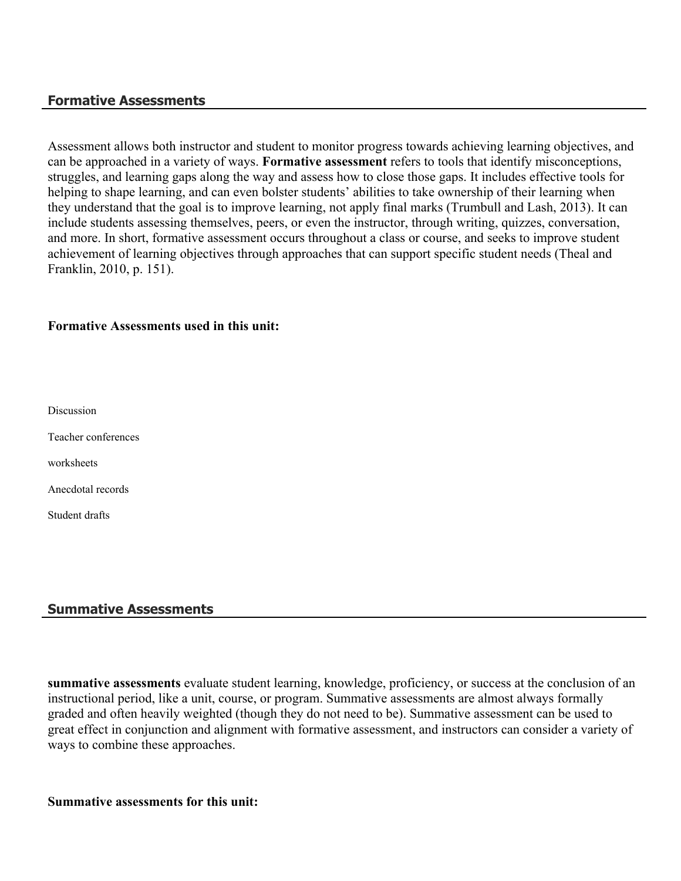## Formative Assessments

Assessment allows both instructor and student to monitor progress towards achieving learning objectives, and can be approached in a variety of ways. **Formative assessment** refers to tools that identify misconceptions, struggles, and learning gaps along the way and assess how to close those gaps. It includes effective tools for helping to shape learning, and can even bolster students' abilities to take ownership of their learning when they understand that the goal is to improve learning, not apply final marks (Trumbull and Lash, 2013). It can include students assessing themselves, peers, or even the instructor, through writing, quizzes, conversation, and more. In short, formative assessment occurs throughout a class or course, and seeks to improve student achievement of learning objectives through approaches that can support specific student needs (Theal and Franklin, 2010, p. 151).

**Formative Assessments used in this unit:**

Discussion

Teacher conferences

worksheets

Anecdotal records

Student drafts

## Summative Assessments

**summative assessments** evaluate student learning, knowledge, proficiency, or success at the conclusion of an instructional period, like a unit, course, or program. Summative assessments are almost always formally graded and often heavily weighted (though they do not need to be). Summative assessment can be used to great effect in conjunction and alignment with formative assessment, and instructors can consider a variety of ways to combine these approaches.

**Summative assessments for this unit:**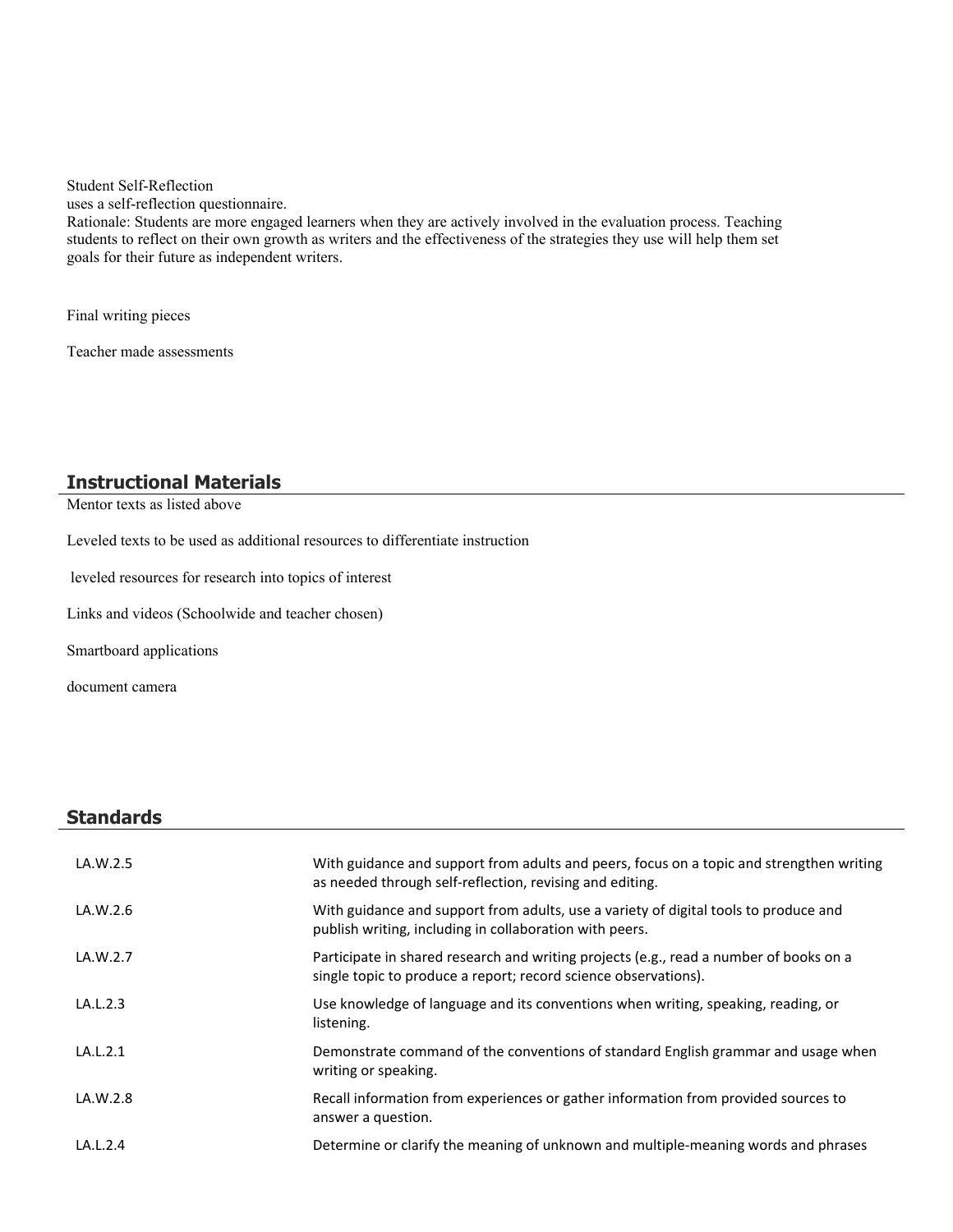Student Self-Reflection
uses a self-reflection questionnaire.
Rationale: Students are more engaged learners when they are actively involved in the evaluation process. Teaching students to reflect on their own growth as writers and the effectiveness of the strategies they use will help them set goals for their future as independent writers.

Final writing pieces

Teacher made assessments

## Instructional Materials

Mentor texts as listed above

Leveled texts to be used as additional resources to differentiate instruction

leveled resources for research into topics of interest

Links and videos (Schoolwide and teacher chosen)

Smartboard applications

document camera

## Standards

| | |
|---|---|
| LA.W.2.5 | With guidance and support from adults and peers, focus on a topic and strengthen writing as needed through self-reflection, revising and editing. |
| LA.W.2.6 | With guidance and support from adults, use a variety of digital tools to produce and publish writing, including in collaboration with peers. |
| LA.W.2.7 | Participate in shared research and writing projects (e.g., read a number of books on a single topic to produce a report; record science observations). |
| LA.L.2.3 | Use knowledge of language and its conventions when writing, speaking, reading, or listening. |
| LA.L.2.1 | Demonstrate command of the conventions of standard English grammar and usage when writing or speaking. |
| LA.W.2.8 | Recall information from experiences or gather information from provided sources to answer a question. |
| LA.L.2.4 | Determine or clarify the meaning of unknown and multiple-meaning words and phrases |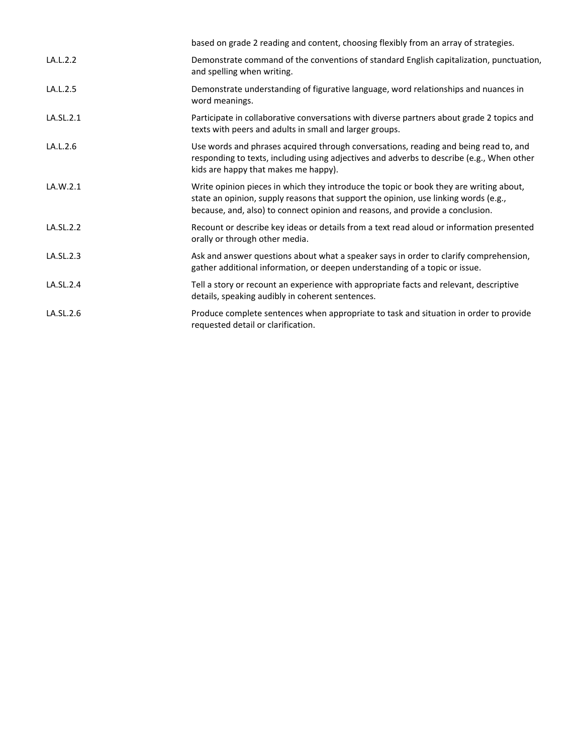| | |
|---|---|
| | based on grade 2 reading and content, choosing flexibly from an array of strategies. |
| LA.L.2.2 | Demonstrate command of the conventions of standard English capitalization, punctuation, and spelling when writing. |
| LA.L.2.5 | Demonstrate understanding of figurative language, word relationships and nuances in word meanings. |
| LA.SL.2.1 | Participate in collaborative conversations with diverse partners about grade 2 topics and texts with peers and adults in small and larger groups. |
| LA.L.2.6 | Use words and phrases acquired through conversations, reading and being read to, and responding to texts, including using adjectives and adverbs to describe (e.g., When other kids are happy that makes me happy). |
| LA.W.2.1 | Write opinion pieces in which they introduce the topic or book they are writing about, state an opinion, supply reasons that support the opinion, use linking words (e.g., because, and, also) to connect opinion and reasons, and provide a conclusion. |
| LA.SL.2.2 | Recount or describe key ideas or details from a text read aloud or information presented orally or through other media. |
| LA.SL.2.3 | Ask and answer questions about what a speaker says in order to clarify comprehension, gather additional information, or deepen understanding of a topic or issue. |
| LA.SL.2.4 | Tell a story or recount an experience with appropriate facts and relevant, descriptive details, speaking audibly in coherent sentences. |
| LA.SL.2.6 | Produce complete sentences when appropriate to task and situation in order to provide requested detail or clarification. |